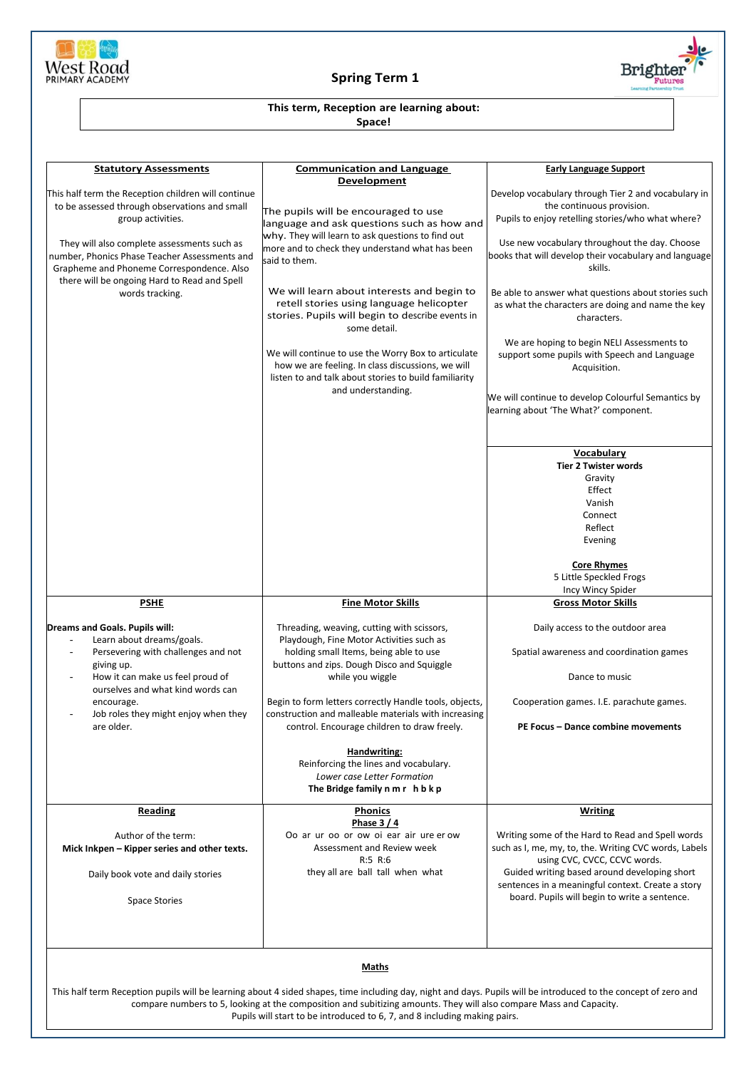West Road PRIMARY ACADEMY

# Spring Term 1

Brighter Futures

**This term, Reception are learning about:**
**Space!**

## Statutory Assessments

This half term the Reception children will continue to be assessed through observations and small group activities.

They will also complete assessments such as number, Phonics Phase Teacher Assessments and Grapheme and Phoneme Correspondence. Also there will be ongoing Hard to Read and Spell words tracking.

## Communication and Language Development

The pupils will be encouraged to use language and ask questions such as how and why. They will learn to ask questions to find out more and to check they understand what has been said to them.

We will learn about interests and begin to retell stories using language helicopter stories. Pupils will begin to describe events in some detail.

We will continue to use the Worry Box to articulate how we are feeling. In class discussions, we will listen to and talk about stories to build familiarity and understanding.

## Early Language Support

Develop vocabulary through Tier 2 and vocabulary in the continuous provision.
Pupils to enjoy retelling stories/who what where?

Use new vocabulary throughout the day. Choose books that will develop their vocabulary and language skills.

Be able to answer what questions about stories such as what the characters are doing and name the key characters.

We are hoping to begin NELI Assessments to support some pupils with Speech and Language Acquisition.

We will continue to develop Colourful Semantics by learning about 'The What?' component.

## Vocabulary

**Tier 2 Twister words**

Gravity
Effect
Vanish
Connect
Reflect
Evening

**Core Rhymes**

5 Little Speckled Frogs
Incy Wincy Spider

## PSHE

**Dreams and Goals. Pupils will:**

- Learn about dreams/goals.
- Persevering with challenges and not giving up.
- How it can make us feel proud of ourselves and what kind words can encourage.
- Job roles they might enjoy when they are older.

## Fine Motor Skills

Threading, weaving, cutting with scissors, Playdough, Fine Motor Activities such as holding small Items, being able to use buttons and zips. Dough Disco and Squiggle while you wiggle

Begin to form letters correctly Handle tools, objects, construction and malleable materials with increasing control. Encourage children to draw freely.

**Handwriting:**

Reinforcing the lines and vocabulary.
*Lower case Letter Formation*
**The Bridge family n m r h b k p**

## Gross Motor Skills

Daily access to the outdoor area

Spatial awareness and coordination games

Dance to music

Cooperation games. I.E. parachute games.

**PE Focus – Dance combine movements**

## Reading

Author of the term:
**Mick Inkpen – Kipper series and other texts.**

Daily book vote and daily stories

Space Stories

## Phonics

**Phase 3 / 4**

Oo ar ur oo or ow oi ear air ure er ow
Assessment and Review week
R:5 R:6
they all are ball tall when what

## Writing

Writing some of the Hard to Read and Spell words such as I, me, my, to, the. Writing CVC words, Labels using CVC, CVCC, CCVC words.
Guided writing based around developing short sentences in a meaningful context. Create a story board. Pupils will begin to write a sentence.

## Maths

This half term Reception pupils will be learning about 4 sided shapes, time including day, night and days. Pupils will be introduced to the concept of zero and compare numbers to 5, looking at the composition and subitizing amounts. They will also compare Mass and Capacity.
Pupils will start to be introduced to 6, 7, and 8 including making pairs.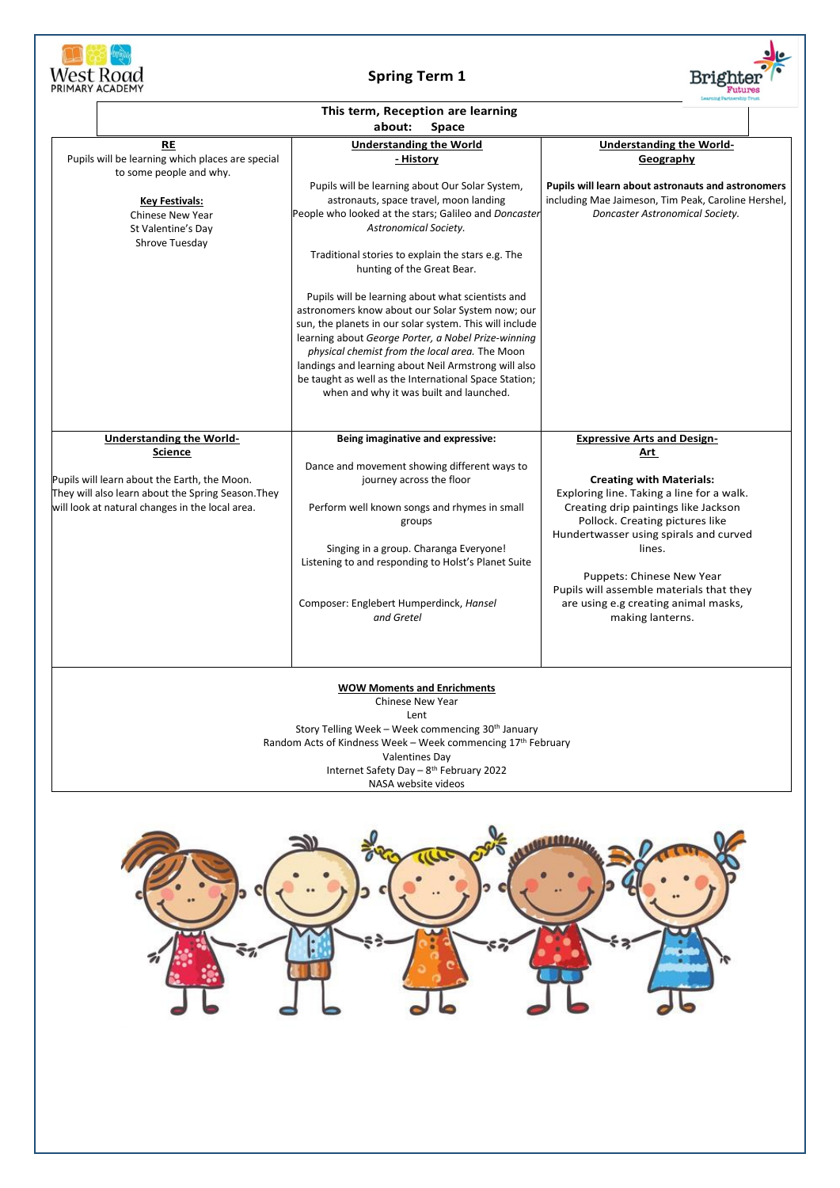# Spring Term 1

**This term, Reception are learning about: Space**

| | | |
|---|---|---|
| **RE**<br>Pupils will be learning which places are special to some people and why.<br><br>**Key Festivals:**<br>Chinese New Year<br>St Valentine's Day<br>Shrove Tuesday | **Understanding the World - History**<br><br>Pupils will be learning about Our Solar System, astronauts, space travel, moon landing<br>People who looked at the stars; Galileo and *Doncaster Astronomical Society.*<br><br>Traditional stories to explain the stars e.g. The hunting of the Great Bear.<br><br>Pupils will be learning about what scientists and astronomers know about our Solar System now; our sun, the planets in our solar system. This will include learning about *George Porter, a Nobel Prize-winning physical chemist from the local area.* The Moon landings and learning about Neil Armstrong will also be taught as well as the International Space Station; when and why it was built and launched. | **Understanding the World- Geography**<br><br>**Pupils will learn about astronauts and astronomers** including Mae Jaimeson, Tim Peak, Caroline Hershel, *Doncaster Astronomical Society.* |
| **Understanding the World- Science**<br><br>Pupils will learn about the Earth, the Moon. They will also learn about the Spring Season.They will look at natural changes in the local area. | **Being imaginative and expressive:**<br><br>Dance and movement showing different ways to journey across the floor<br><br>Perform well known songs and rhymes in small groups<br><br>Singing in a group. Charanga Everyone!<br>Listening to and responding to Holst's Planet Suite<br><br>Composer: Englebert Humperdinck, *Hansel and Gretel* | **Expressive Arts and Design- Art**<br><br>**Creating with Materials:**<br>Exploring line. Taking a line for a walk.<br>Creating drip paintings like Jackson Pollock. Creating pictures like Hundertwasser using spirals and curved lines.<br><br>Puppets: Chinese New Year<br>Pupils will assemble materials that they are using e.g creating animal masks, making lanterns. |

**WOW Moments and Enrichments**

Chinese New Year
Lent
Story Telling Week – Week commencing 30th January
Random Acts of Kindness Week – Week commencing 17th February
Valentines Day
Internet Safety Day – 8th February 2022
NASA website videos